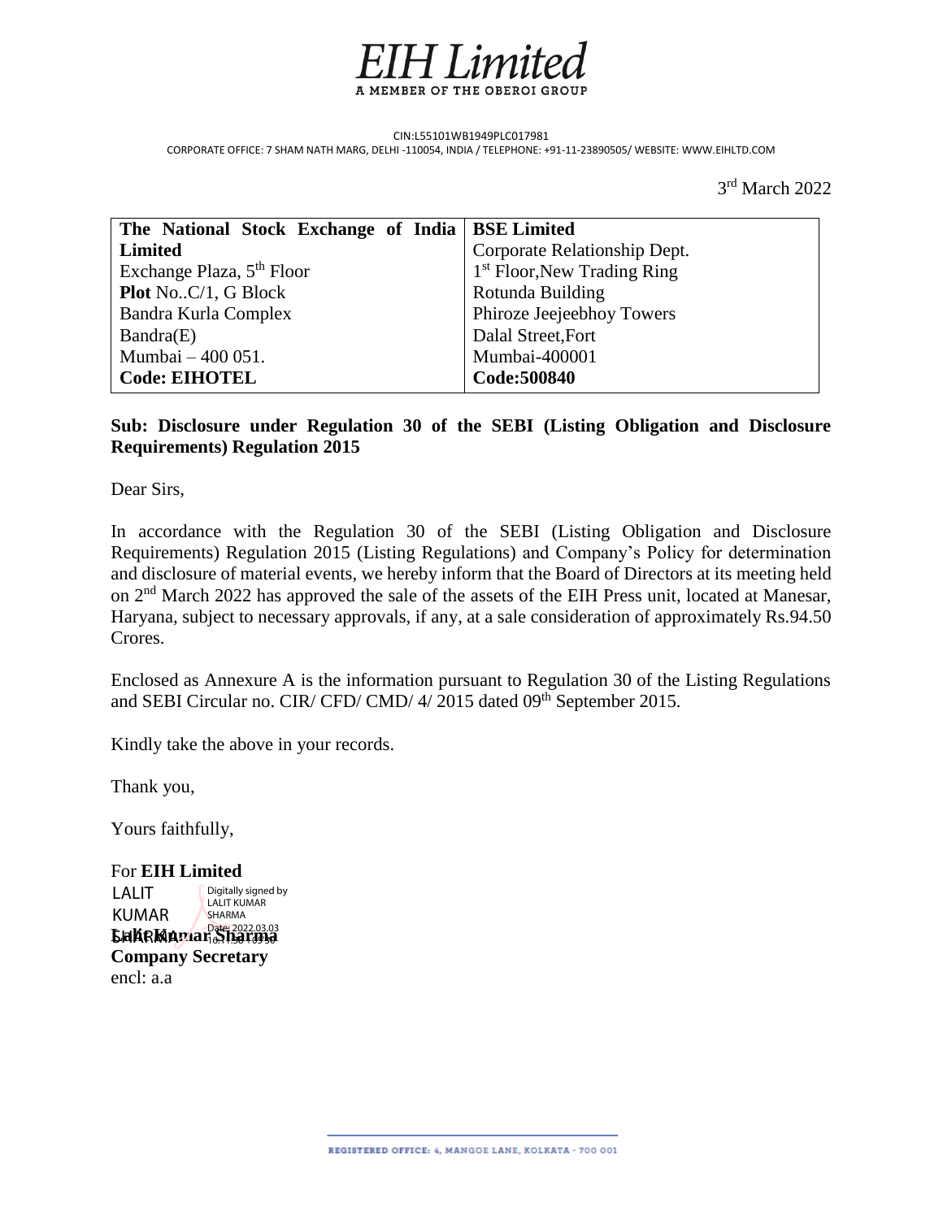# EIH Limited

A MEMBER OF THE OBEROI GROUP

CIN:L55101WB1949PLC017981

CORPORATE OFFICE: 7 SHAM NATH MARG, DELHI -110054, INDIA / TELEPHONE: +91-11-23890505/ WEBSITE: WWW.EIHLTD.COM

3rd March 2022

| **The National Stock Exchange of India Limited** | **BSE Limited** |
|---|---|
| Exchange Plaza, 5th Floor | Corporate Relationship Dept. |
| **Plot** No..C/1, G Block | 1st Floor,New Trading Ring |
| Bandra Kurla Complex | Rotunda Building |
| Bandra(E) | Phiroze Jeejeebhoy Towers |
| Mumbai – 400 051. | Dalal Street,Fort |
| | Mumbai-400001 |
| **Code: EIHOTEL** | **Code:500840** |

**Sub: Disclosure under Regulation 30 of the SEBI (Listing Obligation and Disclosure Requirements) Regulation 2015**

Dear Sirs,

In accordance with the Regulation 30 of the SEBI (Listing Obligation and Disclosure Requirements) Regulation 2015 (Listing Regulations) and Company's Policy for determination and disclosure of material events, we hereby inform that the Board of Directors at its meeting held on 2nd March 2022 has approved the sale of the assets of the EIH Press unit, located at Manesar, Haryana, subject to necessary approvals, if any, at a sale consideration of approximately Rs.94.50 Crores.

Enclosed as Annexure A is the information pursuant to Regulation 30 of the Listing Regulations and SEBI Circular no. CIR/ CFD/ CMD/ 4/ 2015 dated 09th September 2015.

Kindly take the above in your records.

Thank you,

Yours faithfully,

For **EIH Limited**

LALIT KUMAR SHARMA
Digitally signed by LALIT KUMAR SHARMA
Date: 2022.03.03

**Lalit Kumar Sharma**
**Company Secretary**
encl: a.a

REGISTERED OFFICE: 4, MANGOE LANE, KOLKATA - 700 001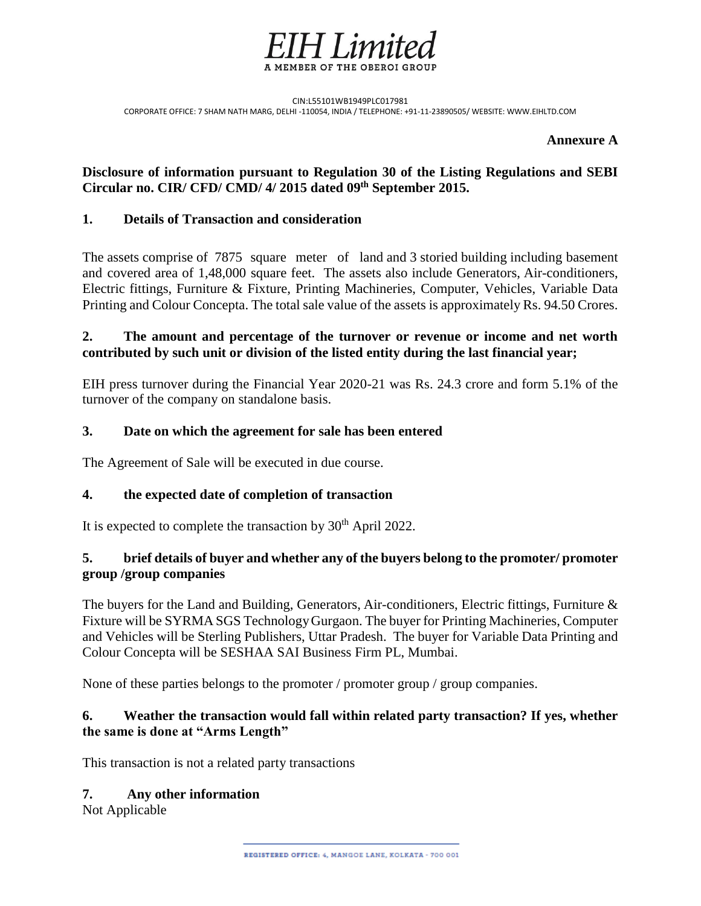# EIH Limited

A MEMBER OF THE OBEROI GROUP

CIN:L55101WB1949PLC017981

CORPORATE OFFICE: 7 SHAM NATH MARG, DELHI -110054, INDIA / TELEPHONE: +91-11-23890505/ WEBSITE: WWW.EIHLTD.COM

**Annexure A**

**Disclosure of information pursuant to Regulation 30 of the Listing Regulations and SEBI Circular no. CIR/ CFD/ CMD/ 4/ 2015 dated 09th September 2015.**

## 1. Details of Transaction and consideration

The assets comprise of 7875 square meter of land and 3 storied building including basement and covered area of 1,48,000 square feet. The assets also include Generators, Air-conditioners, Electric fittings, Furniture & Fixture, Printing Machineries, Computer, Vehicles, Variable Data Printing and Colour Concepta. The total sale value of the assets is approximately Rs. 94.50 Crores.

## 2. The amount and percentage of the turnover or revenue or income and net worth contributed by such unit or division of the listed entity during the last financial year;

EIH press turnover during the Financial Year 2020-21 was Rs. 24.3 crore and form 5.1% of the turnover of the company on standalone basis.

## 3. Date on which the agreement for sale has been entered

The Agreement of Sale will be executed in due course.

## 4. the expected date of completion of transaction

It is expected to complete the transaction by 30th April 2022.

## 5. brief details of buyer and whether any of the buyers belong to the promoter/ promoter group /group companies

The buyers for the Land and Building, Generators, Air-conditioners, Electric fittings, Furniture & Fixture will be SYRMA SGS Technology Gurgaon. The buyer for Printing Machineries, Computer and Vehicles will be Sterling Publishers, Uttar Pradesh. The buyer for Variable Data Printing and Colour Concepta will be SESHAA SAI Business Firm PL, Mumbai.

None of these parties belongs to the promoter / promoter group / group companies.

## 6. Weather the transaction would fall within related party transaction? If yes, whether the same is done at "Arms Length"

This transaction is not a related party transactions

## 7. Any other information

Not Applicable

REGISTERED OFFICE: 4, MANGOE LANE, KOLKATA - 700 001